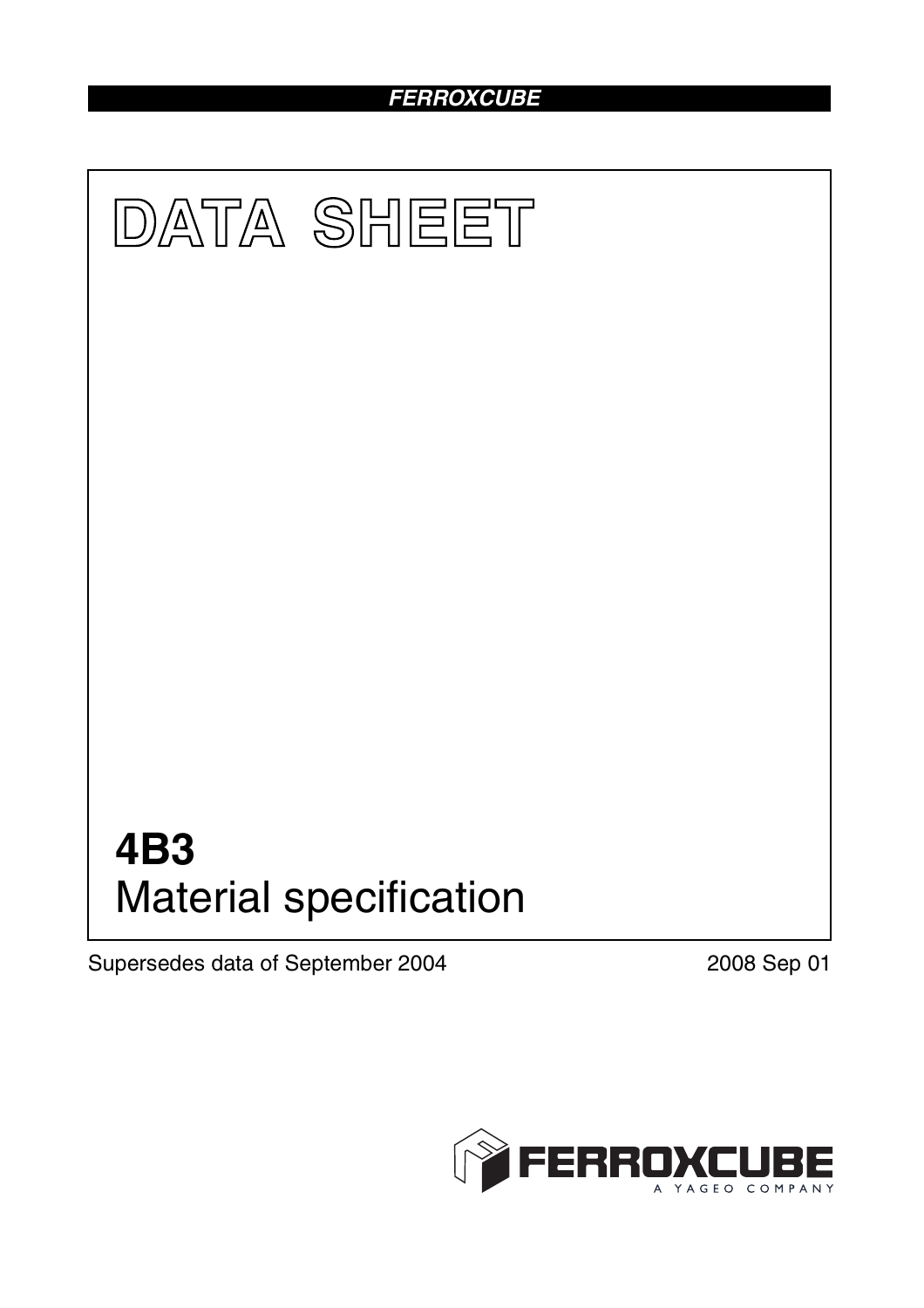FERROXCUBE

# DATA SHEET

# 4B3
## Material specification

Supersedes data of September 2004

2008 Sep 01

FERROXCUBE
A YAGEO COMPANY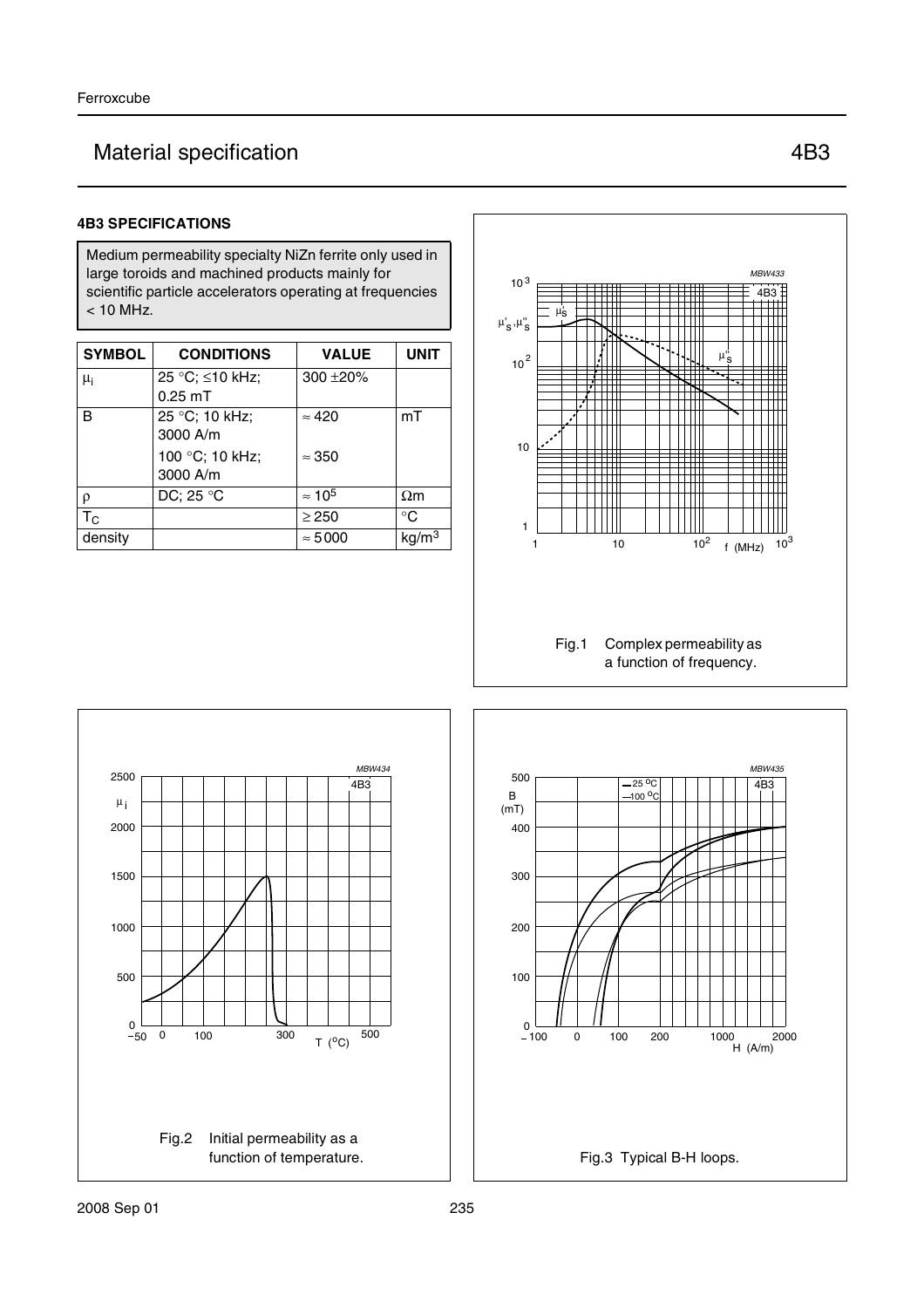# Material specification 4B3

### 4B3 SPECIFICATIONS

Medium permeability specialty NiZn ferrite only used in large toroids and machined products mainly for scientific particle accelerators operating at frequencies < 10 MHz.

| SYMBOL | CONDITIONS | VALUE | UNIT |
|---|---|---|---|
| $\mu_i$ | 25 °C; ≤10 kHz; 0.25 mT | 300 ±20% | |
| B | 25 °C; 10 kHz; 3000 A/m | ≈ 420 | mT |
| | 100 °C; 10 kHz; 3000 A/m | ≈ 350 | |
| ρ | DC; 25 °C | ≈ $10^5$ | Ωm |
| $T_C$ | | ≥ 250 | °C |
| density | | ≈ 5000 | $kg/m^3$ |

Fig.1 Complex permeability as a function of frequency.

Fig.2 Initial permeability as a function of temperature.

Fig.3 Typical B-H loops.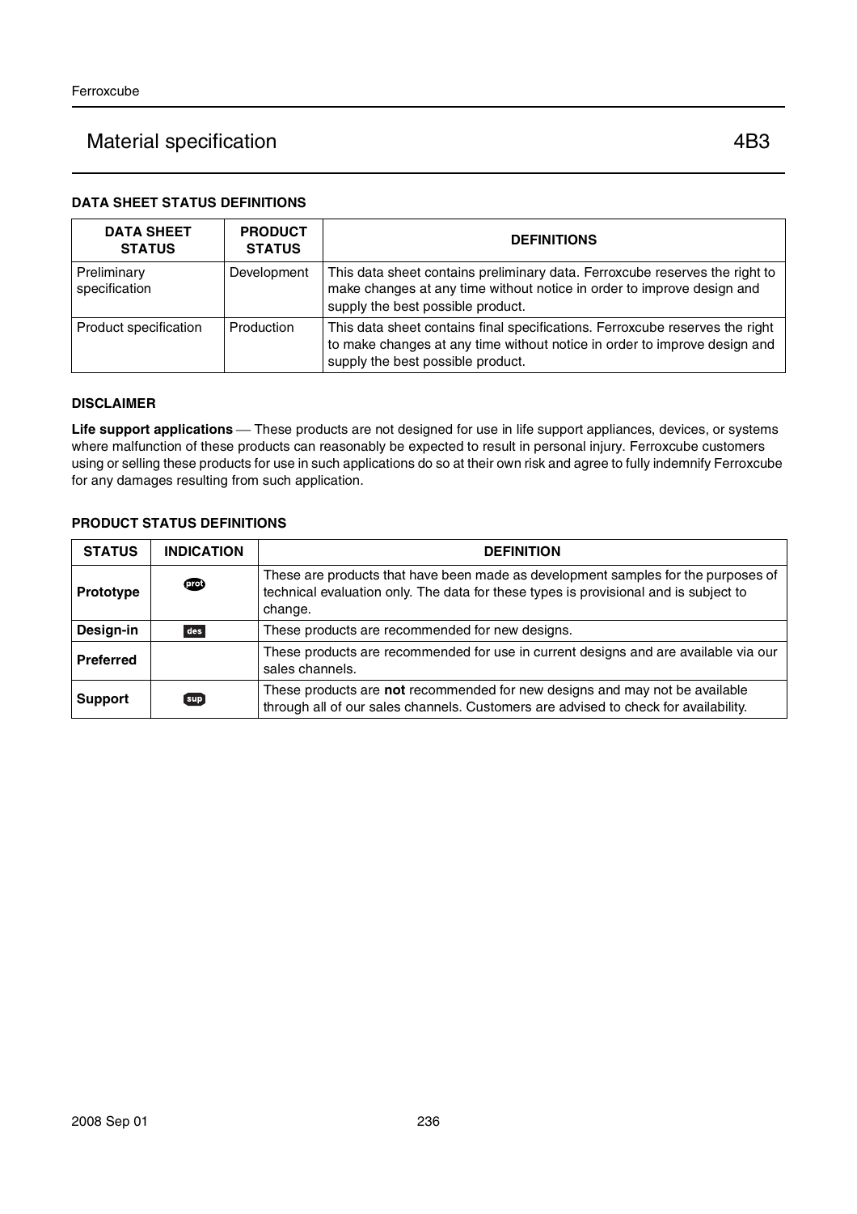## Material specification 4B3

### DATA SHEET STATUS DEFINITIONS

| DATA SHEET STATUS | PRODUCT STATUS | DEFINITIONS |
|---|---|---|
| Preliminary specification | Development | This data sheet contains preliminary data. Ferroxcube reserves the right to make changes at any time without notice in order to improve design and supply the best possible product. |
| Product specification | Production | This data sheet contains final specifications. Ferroxcube reserves the right to make changes at any time without notice in order to improve design and supply the best possible product. |

### DISCLAIMER

**Life support applications** — These products are not designed for use in life support appliances, devices, or systems where malfunction of these products can reasonably be expected to result in personal injury. Ferroxcube customers using or selling these products for use in such applications do so at their own risk and agree to fully indemnify Ferroxcube for any damages resulting from such application.

### PRODUCT STATUS DEFINITIONS

| STATUS | INDICATION | DEFINITION |
|---|---|---|
| **Prototype** | prot | These are products that have been made as development samples for the purposes of technical evaluation only. The data for these types is provisional and is subject to change. |
| **Design-in** | des | These products are recommended for new designs. |
| **Preferred** | | These products are recommended for use in current designs and are available via our sales channels. |
| **Support** | sup | These products are **not** recommended for new designs and may not be available through all of our sales channels. Customers are advised to check for availability. |